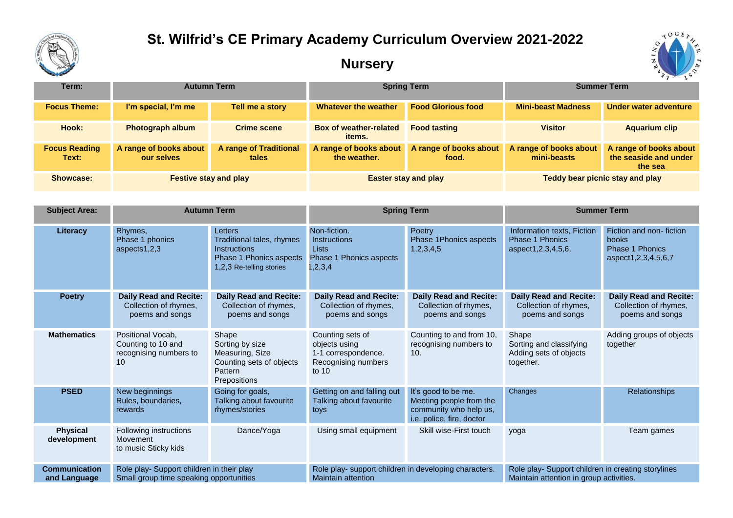# St. Wilfrid's CE Primary Academy Curriculum Overview 2021-2022

## Nursery

| Term: | Autumn Term | | Spring Term | | Summer Term | |
|---|---|---|---|---|---|---|
| **Focus Theme:** | I'm special, I'm me | Tell me a story | Whatever the weather | Food Glorious food | Mini-beast Madness | Under water adventure |
| **Hook:** | Photograph album | Crime scene | Box of weather-related items. | Food tasting | Visitor | Aquarium clip |
| **Focus Reading Text:** | A range of books about our selves | A range of Traditional tales | A range of books about the weather. | A range of books about food. | A range of books about mini-beasts | A range of books about the seaside and under the sea |
| **Showcase:** | Festive stay and play | | Easter stay and play | | Teddy bear picnic stay and play | |

| Subject Area: | Autumn Term | | Spring Term | | Summer Term | |
|---|---|---|---|---|---|---|
| **Literacy** | Rhymes,<br>Phase 1 phonics aspects1,2,3 | Letters<br>Traditional tales, rhymes<br>Instructions<br>Phase 1 Phonics aspects 1,2,3 Re-telling stories | Non-fiction.<br>Instructions<br>Lists<br>Phase 1 Phonics aspects 1,2,3,4 | Poetry<br>Phase 1Phonics aspects 1,2,3,4,5 | Information texts, Fiction<br>Phase 1 Phonics aspect1,2,3,4,5,6, | Fiction and non- fiction books<br>Phase 1 Phonics aspect1,2,3,4,5,6,7 |
| **Poetry** | **Daily Read and Recite:** Collection of rhymes, poems and songs | **Daily Read and Recite:** Collection of rhymes, poems and songs | **Daily Read and Recite:** Collection of rhymes, poems and songs | **Daily Read and Recite:** Collection of rhymes, poems and songs | **Daily Read and Recite:** Collection of rhymes, poems and songs | **Daily Read and Recite:** Collection of rhymes, poems and songs |
| **Mathematics** | Positional Vocab,<br>Counting to 10 and recognising numbers to 10 | Shape<br>Sorting by size<br>Measuring, Size<br>Counting sets of objects<br>Pattern<br>Prepositions | Counting sets of objects using<br>1-1 correspondence.<br>Recognising numbers to 10 | Counting to and from 10, recognising numbers to 10. | Shape<br>Sorting and classifying<br>Adding sets of objects together. | Adding groups of objects together |
| **PSED** | New beginnings<br>Rules, boundaries, rewards | Going for goals,<br>Talking about favourite rhymes/stories | Getting on and falling out<br>Talking about favourite toys | It's good to be me.<br>Meeting people from the community who help us, i.e. police, fire, doctor | Changes | Relationships |
| **Physical development** | Following instructions<br>Movement<br>to music Sticky kids | Dance/Yoga | Using small equipment | Skill wise-First touch | yoga | Team games |
| **Communication and Language** | Role play- Support children in their play<br>Small group time speaking opportunities | | Role play- support children in developing characters.<br>Maintain attention | | Role play- Support children in creating storylines<br>Maintain attention in group activities. | |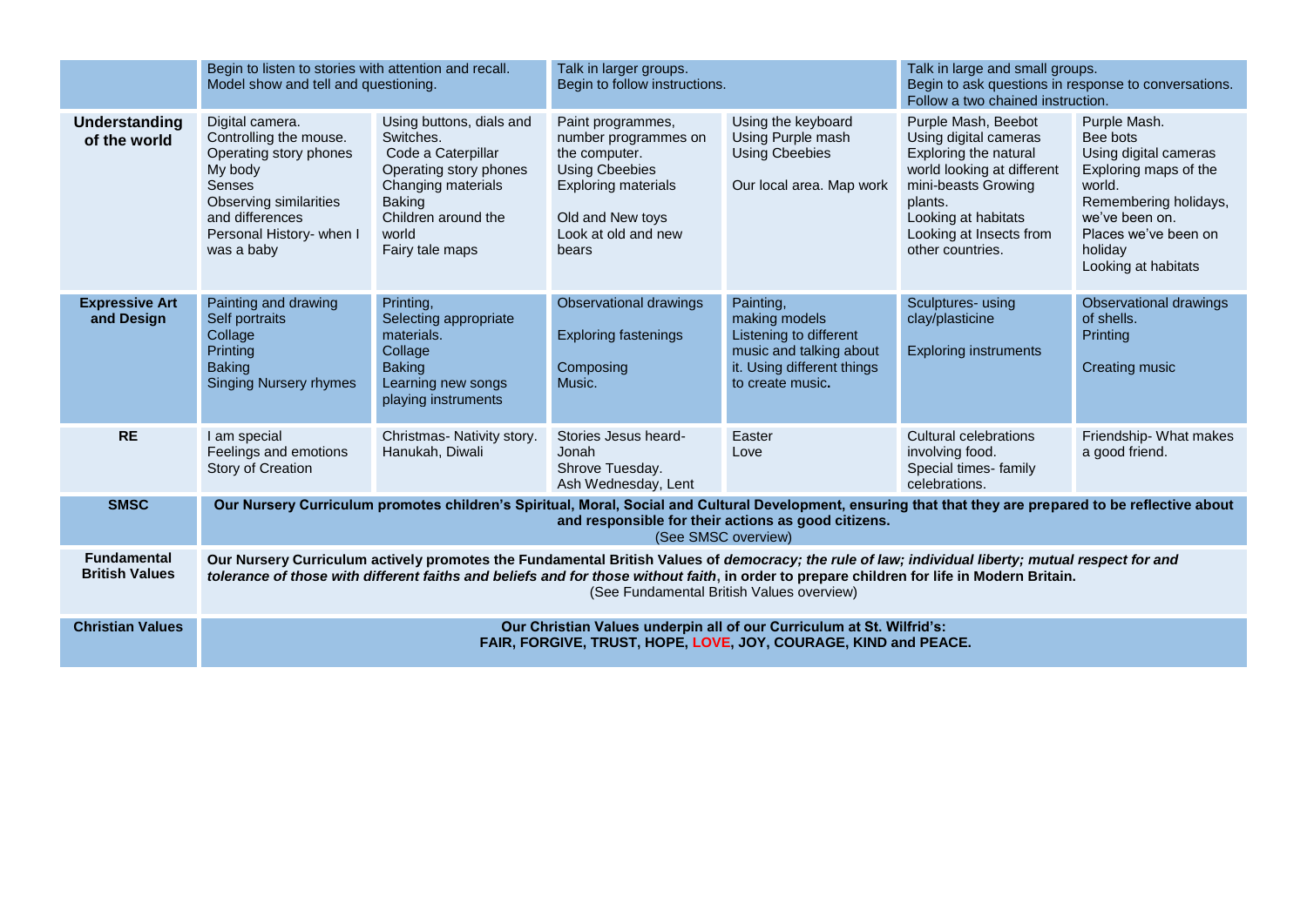| | | | | | | |
|---|---|---|---|---|---|---|
| | Begin to listen to stories with attention and recall.<br>Model show and tell and questioning. | | Talk in larger groups.<br>Begin to follow instructions. | | Talk in large and small groups.<br>Begin to ask questions in response to conversations.<br>Follow a two chained instruction. | |
| **Understanding of the world** | Digital camera.<br>Controlling the mouse.<br>Operating story phones<br>My body<br>Senses<br>Observing similarities and differences<br>Personal History- when I was a baby | Using buttons, dials and Switches.<br>Code a Caterpillar<br>Operating story phones<br>Changing materials<br>Baking<br>Children around the world<br>Fairy tale maps | Paint programmes, number programmes on the computer.<br>Using Cbeebies<br>Exploring materials<br><br>Old and New toys<br>Look at old and new bears | Using the keyboard<br>Using Purple mash<br>Using Cbeebies<br><br>Our local area. Map work | Purple Mash, Beebot<br>Using digital cameras<br>Exploring the natural world looking at different mini-beasts Growing plants.<br>Looking at habitats<br>Looking at Insects from other countries. | Purple Mash.<br>Bee bots<br>Using digital cameras<br>Exploring maps of the world.<br>Remembering holidays, we've been on.<br>Places we've been on holiday<br>Looking at habitats |
| **Expressive Art and Design** | Painting and drawing<br>Self portraits<br>Collage<br>Printing<br>Baking<br>Singing Nursery rhymes | Printing,<br>Selecting appropriate materials.<br>Collage<br>Baking<br>Learning new songs playing instruments | Observational drawings<br><br>Exploring fastenings<br><br>Composing Music. | Painting,<br>making models<br>Listening to different music and talking about it. Using different things to create music**.** | Sculptures- using clay/plasticine<br><br>Exploring instruments | Observational drawings of shells.<br>Printing<br><br>Creating music |
| **RE** | I am special<br>Feelings and emotions<br>Story of Creation | Christmas- Nativity story.<br>Hanukah, Diwali | Stories Jesus heard- Jonah<br>Shrove Tuesday.<br>Ash Wednesday, Lent | Easter<br>Love | Cultural celebrations involving food.<br>Special times- family celebrations. | Friendship- What makes a good friend. |
| **SMSC** | **Our Nursery Curriculum promotes children's Spiritual, Moral, Social and Cultural Development, ensuring that that they are prepared to be reflective about and responsible for their actions as good citizens.**<br>(See SMSC overview) | | | | | |
| **Fundamental British Values** | **Our Nursery Curriculum actively promotes the Fundamental British Values of *democracy; the rule of law; individual liberty; mutual respect for and tolerance of those with different faiths and beliefs and for those without faith*, in order to prepare children for life in Modern Britain.**<br>(See Fundamental British Values overview) | | | | | |
| **Christian Values** | **Our Christian Values underpin all of our Curriculum at St. Wilfrid's:**<br>**FAIR, FORGIVE, TRUST, HOPE, LOVE, JOY, COURAGE, KIND and PEACE.** | | | | | |